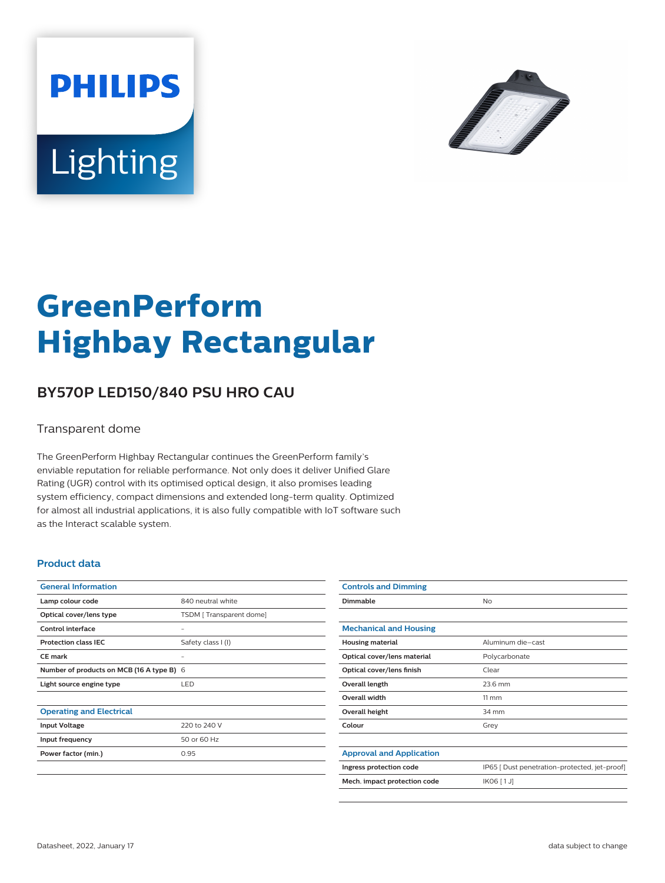PHILIPS

Lighting

# GreenPerform Highbay Rectangular

## BY570P LED150/840 PSU HRO CAU

Transparent dome

The GreenPerform Highbay Rectangular continues the GreenPerform family's enviable reputation for reliable performance. Not only does it deliver Unified Glare Rating (UGR) control with its optimised optical design, it also promises leading system efficiency, compact dimensions and extended long-term quality. Optimized for almost all industrial applications, it is also fully compatible with IoT software such as the Interact scalable system.

### Product data

| General Information | |
|---|---|
| Lamp colour code | 840 neutral white |
| Optical cover/lens type | TSDM [ Transparent dome] |
| Control interface | - |
| Protection class IEC | Safety class I (I) |
| CE mark | - |
| Number of products on MCB (16 A type B) | 6 |
| Light source engine type | LED |

| Operating and Electrical | |
|---|---|
| Input Voltage | 220 to 240 V |
| Input frequency | 50 or 60 Hz |
| Power factor (min.) | 0.95 |

| Controls and Dimming | |
|---|---|
| Dimmable | No |

| Mechanical and Housing | |
|---|---|
| Housing material | Aluminum die-cast |
| Optical cover/lens material | Polycarbonate |
| Optical cover/lens finish | Clear |
| Overall length | 23.6 mm |
| Overall width | 11 mm |
| Overall height | 34 mm |
| Colour | Grey |

| Approval and Application | |
|---|---|
| Ingress protection code | IP65 [ Dust penetration-protected, jet-proof] |
| Mech. impact protection code | IK06 [ 1 J] |

Datasheet, 2022, January 17 — data subject to change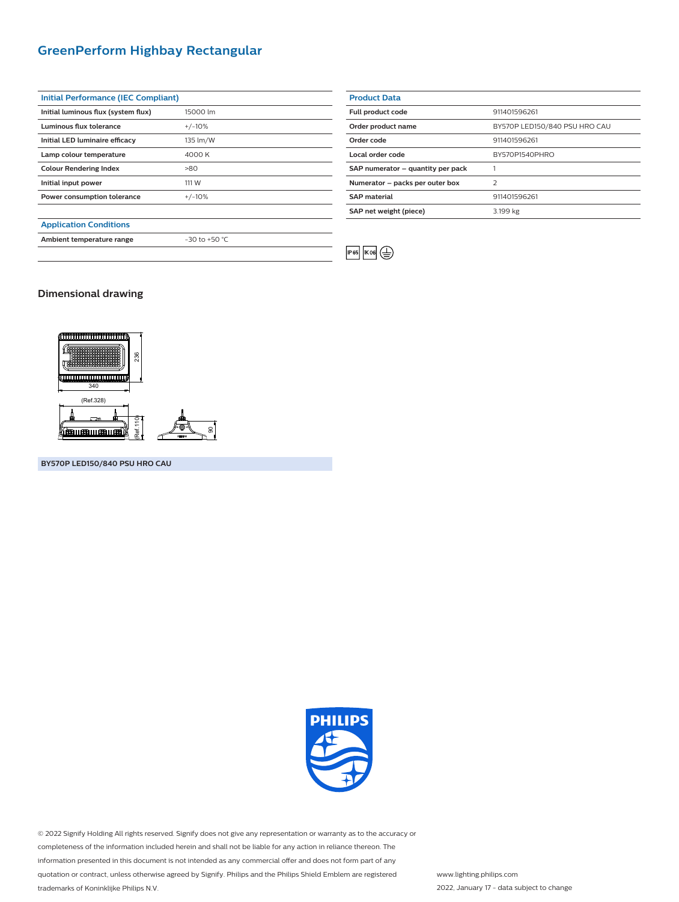# GreenPerform Highbay Rectangular

| Initial Performance (IEC Compliant) | |
|---|---|
| Initial luminous flux (system flux) | 15000 lm |
| Luminous flux tolerance | +/-10% |
| Initial LED luminaire efficacy | 135 lm/W |
| Lamp colour temperature | 4000 K |
| Colour Rendering Index | >80 |
| Initial input power | 111 W |
| Power consumption tolerance | +/-10% |

| Application Conditions | |
|---|---|
| Ambient temperature range | -30 to +50 °C |

| Product Data | |
|---|---|
| Full product code | 911401596261 |
| Order product name | BY570P LED150/840 PSU HRO CAU |
| Order code | 911401596261 |
| Local order code | BY570P1540PHRO |
| SAP numerator – quantity per pack | 1 |
| Numerator – packs per outer box | 2 |
| SAP material | 911401596261 |
| SAP net weight (piece) | 3.199 kg |

IP65 IK06

## Dimensional drawing

236
340
(Ref.328)
(Ref.110)
90

**BY570P LED150/840 PSU HRO CAU**

© 2022 Signify Holding All rights reserved. Signify does not give any representation or warranty as to the accuracy or completeness of the information included herein and shall not be liable for any action in reliance thereon. The information presented in this document is not intended as any commercial offer and does not form part of any quotation or contract, unless otherwise agreed by Signify. Philips and the Philips Shield Emblem are registered trademarks of Koninklijke Philips N.V.

www.lighting.philips.com
2022, January 17 - data subject to change